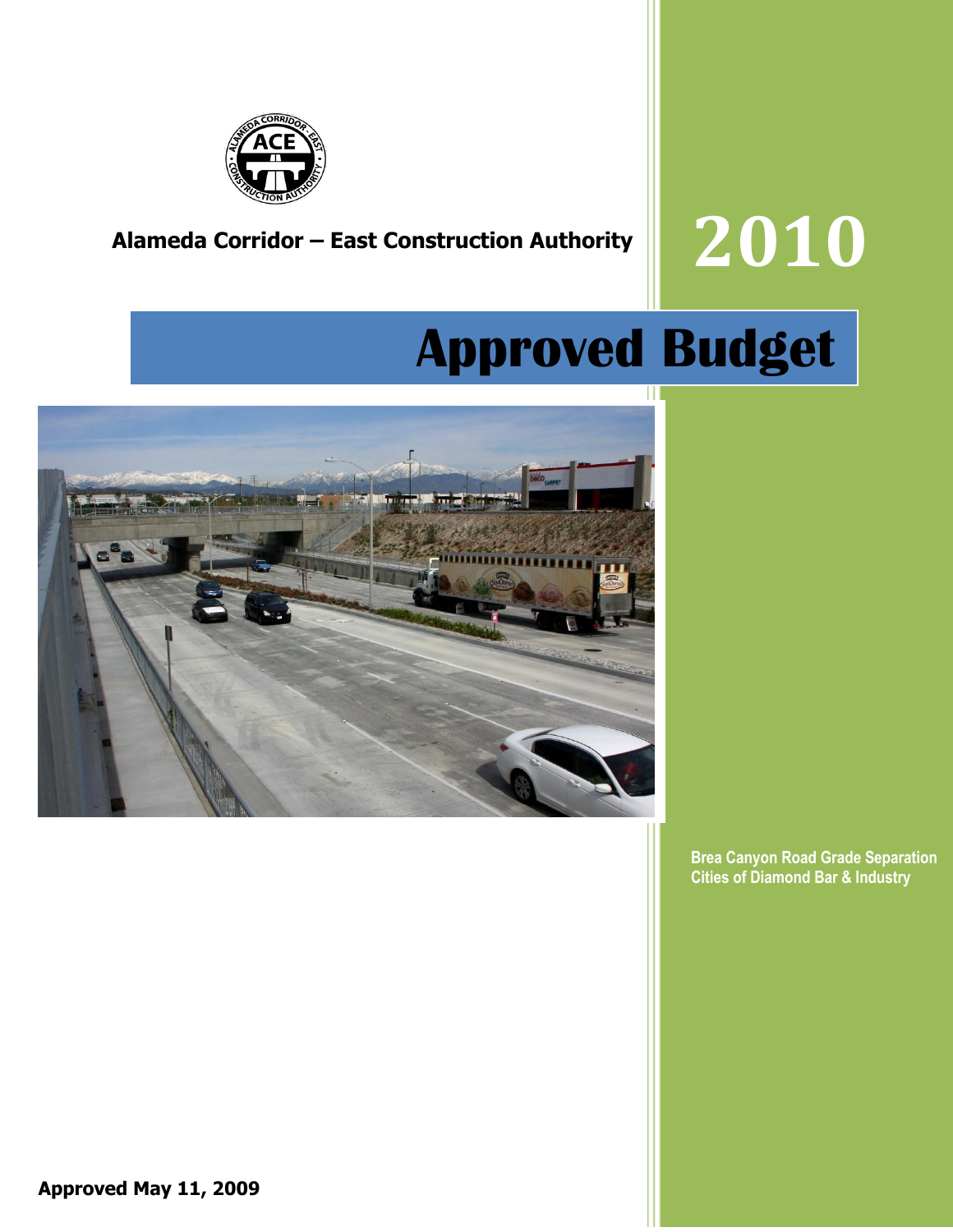Alameda Corridor – East Construction Authority

# 2010

# Approved Budget

Brea Canyon Road Grade Separation
Cities of Diamond Bar & Industry

**Approved May 11, 2009**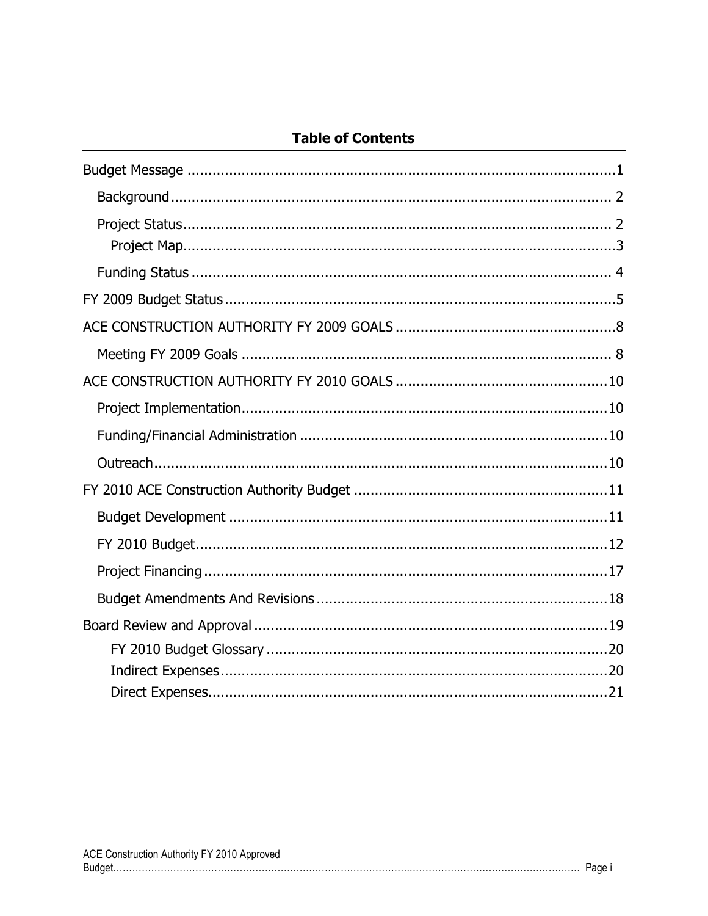# Table of Contents

- Budget Message ........................................................................................................1
  - Background .......................................................................................................... 2
  - Project Status ........................................................................................................ 2
    - Project Map ......................................................................................................3
  - Funding Status ...................................................................................................... 4
- FY 2009 Budget Status ..............................................................................................5
- ACE CONSTRUCTION AUTHORITY FY 2009 GOALS .....................................................8
  - Meeting FY 2009 Goals .......................................................................................... 8
- ACE CONSTRUCTION AUTHORITY FY 2010 GOALS ...................................................10
  - Project Implementation ..........................................................................................10
  - Funding/Financial Administration ..........................................................................10
  - Outreach ..............................................................................................................10
- FY 2010 ACE Construction Authority Budget .............................................................11
  - Budget Development .............................................................................................11
  - FY 2010 Budget .....................................................................................................12
  - Project Financing ...................................................................................................17
  - Budget Amendments And Revisions .......................................................................18
- Board Review and Approval .......................................................................................19
    - FY 2010 Budget Glossary ..................................................................................20
    - Indirect Expenses .............................................................................................20
    - Direct Expenses ................................................................................................21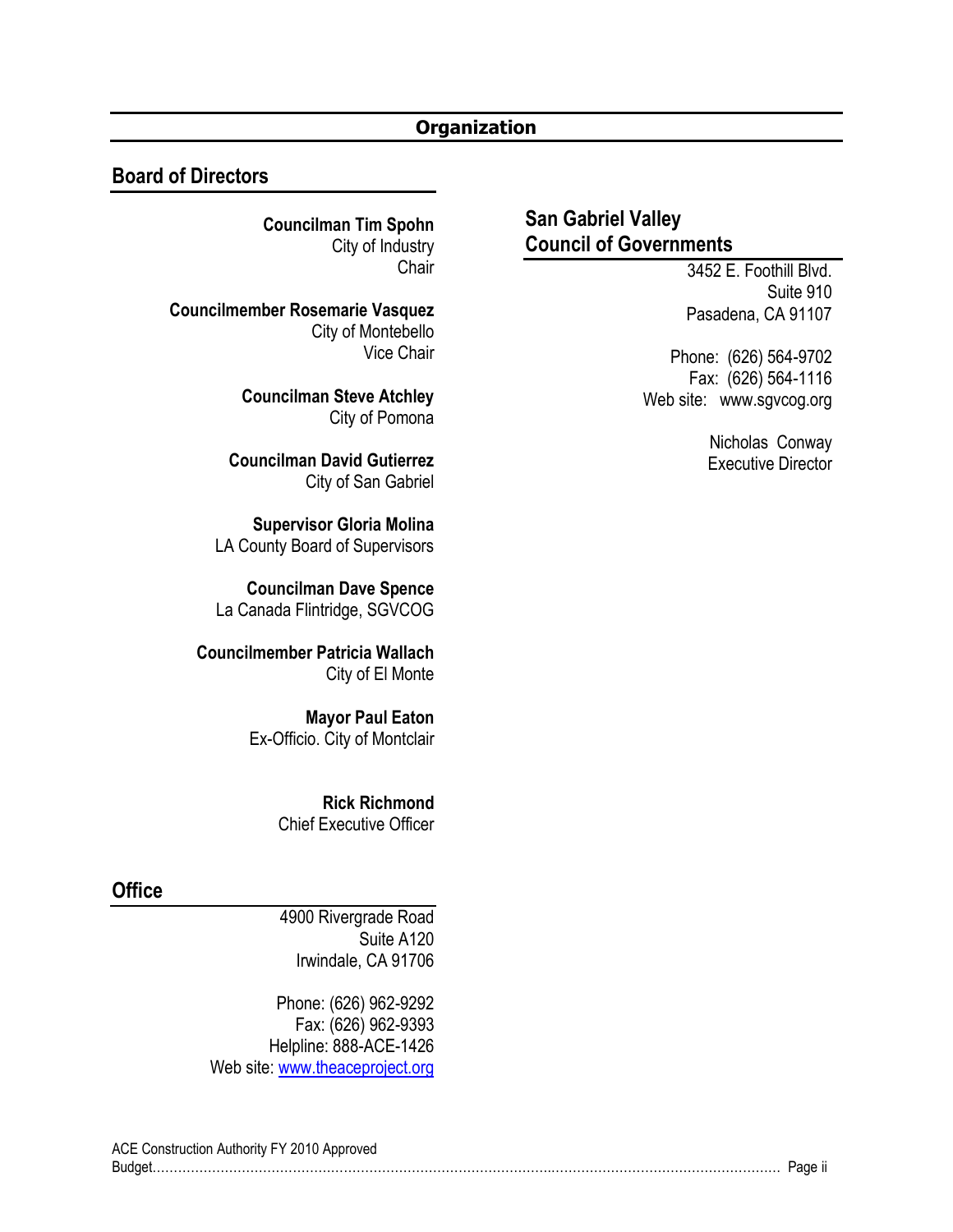# Organization

## Board of Directors

**Councilman Tim Spohn**
City of Industry
Chair

**Councilmember Rosemarie Vasquez**
City of Montebello
Vice Chair

**Councilman Steve Atchley**
City of Pomona

**Councilman David Gutierrez**
City of San Gabriel

**Supervisor Gloria Molina**
LA County Board of Supervisors

**Councilman Dave Spence**
La Canada Flintridge, SGVCOG

**Councilmember Patricia Wallach**
City of El Monte

**Mayor Paul Eaton**
Ex-Officio. City of Montclair

**Rick Richmond**
Chief Executive Officer

## Office

4900 Rivergrade Road
Suite A120
Irwindale, CA 91706

Phone: (626) 962-9292
Fax: (626) 962-9393
Helpline: 888-ACE-1426
Web site: www.theaceproject.org

## San Gabriel Valley Council of Governments

3452 E. Foothill Blvd.
Suite 910
Pasadena, CA 91107

Phone: (626) 564-9702
Fax: (626) 564-1116
Web site: www.sgvcog.org

Nicholas Conway
Executive Director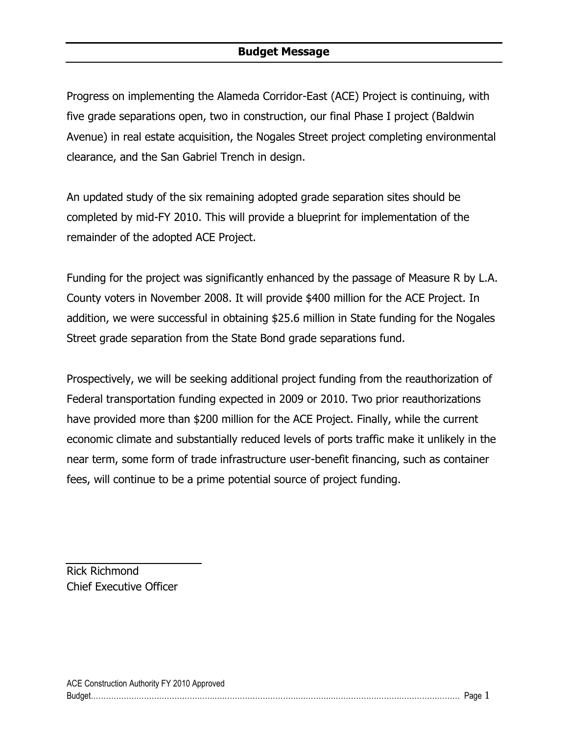# Budget Message

Progress on implementing the Alameda Corridor-East (ACE) Project is continuing, with five grade separations open, two in construction, our final Phase I project (Baldwin Avenue) in real estate acquisition, the Nogales Street project completing environmental clearance, and the San Gabriel Trench in design.

An updated study of the six remaining adopted grade separation sites should be completed by mid-FY 2010. This will provide a blueprint for implementation of the remainder of the adopted ACE Project.

Funding for the project was significantly enhanced by the passage of Measure R by L.A. County voters in November 2008. It will provide $400 million for the ACE Project. In addition, we were successful in obtaining $25.6 million in State funding for the Nogales Street grade separation from the State Bond grade separations fund.

Prospectively, we will be seeking additional project funding from the reauthorization of Federal transportation funding expected in 2009 or 2010. Two prior reauthorizations have provided more than $200 million for the ACE Project. Finally, while the current economic climate and substantially reduced levels of ports traffic make it unlikely in the near term, some form of trade infrastructure user-benefit financing, such as container fees, will continue to be a prime potential source of project funding.

Rick Richmond
Chief Executive Officer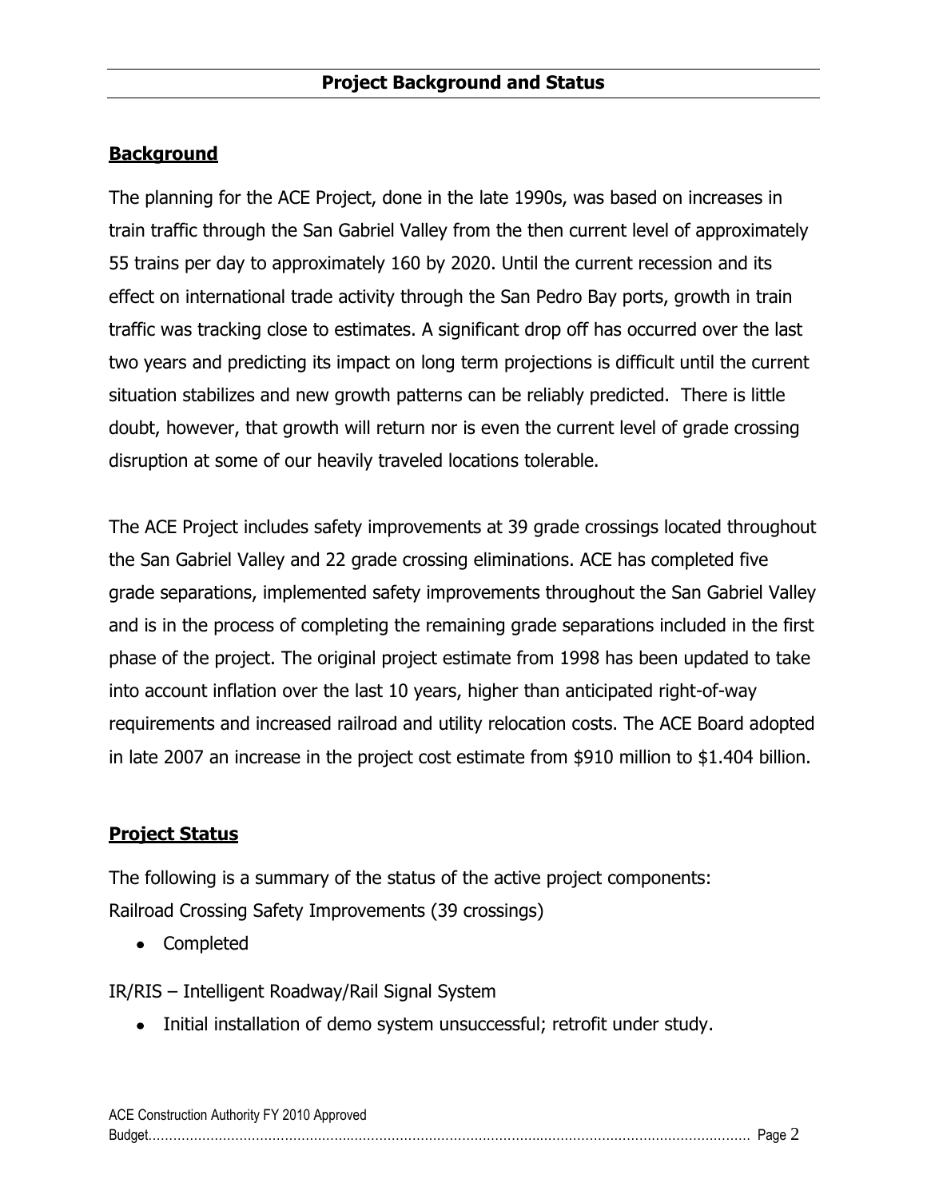## Project Background and Status

### Background

The planning for the ACE Project, done in the late 1990s, was based on increases in train traffic through the San Gabriel Valley from the then current level of approximately 55 trains per day to approximately 160 by 2020. Until the current recession and its effect on international trade activity through the San Pedro Bay ports, growth in train traffic was tracking close to estimates. A significant drop off has occurred over the last two years and predicting its impact on long term projections is difficult until the current situation stabilizes and new growth patterns can be reliably predicted. There is little doubt, however, that growth will return nor is even the current level of grade crossing disruption at some of our heavily traveled locations tolerable.

The ACE Project includes safety improvements at 39 grade crossings located throughout the San Gabriel Valley and 22 grade crossing eliminations. ACE has completed five grade separations, implemented safety improvements throughout the San Gabriel Valley and is in the process of completing the remaining grade separations included in the first phase of the project. The original project estimate from 1998 has been updated to take into account inflation over the last 10 years, higher than anticipated right-of-way requirements and increased railroad and utility relocation costs. The ACE Board adopted in late 2007 an increase in the project cost estimate from $910 million to $1.404 billion.

### Project Status

The following is a summary of the status of the active project components:

Railroad Crossing Safety Improvements (39 crossings)

- Completed

IR/RIS – Intelligent Roadway/Rail Signal System

- Initial installation of demo system unsuccessful; retrofit under study.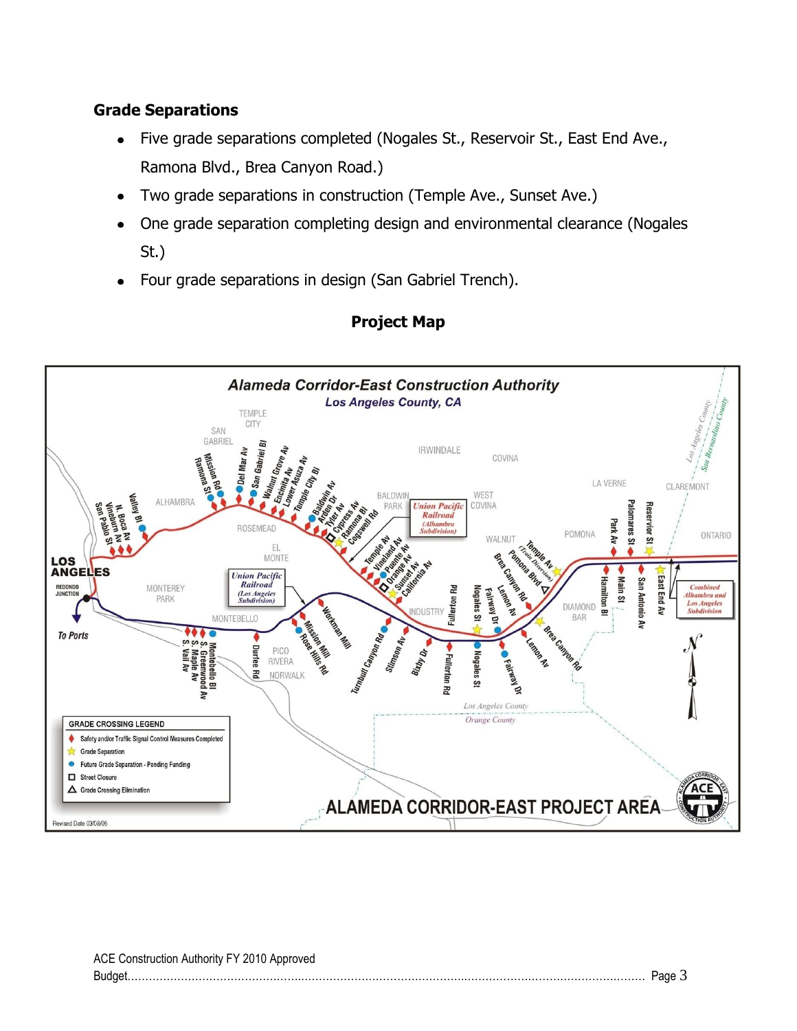### Grade Separations

- Five grade separations completed (Nogales St., Reservoir St., East End Ave., Ramona Blvd., Brea Canyon Road.)
- Two grade separations in construction (Temple Ave., Sunset Ave.)
- One grade separation completing design and environmental clearance (Nogales St.)
- Four grade separations in design (San Gabriel Trench).

**Project Map**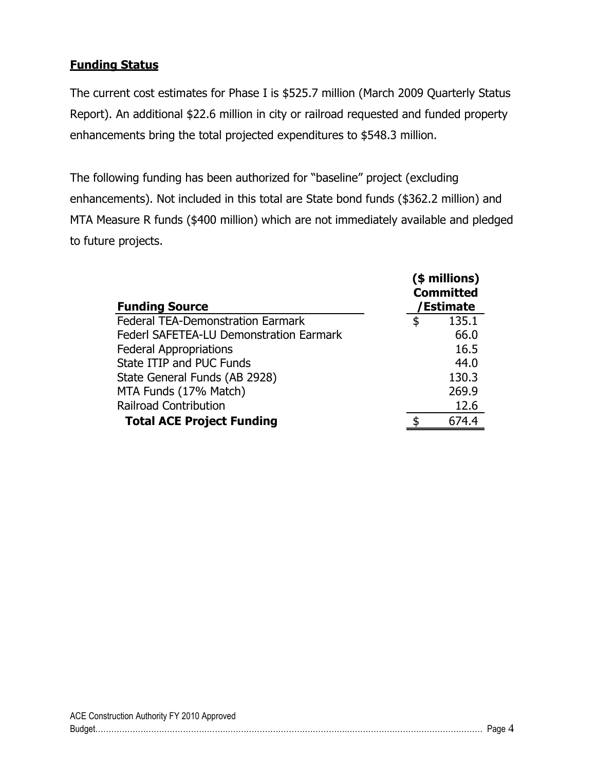## Funding Status

The current cost estimates for Phase I is $525.7 million (March 2009 Quarterly Status Report). An additional $22.6 million in city or railroad requested and funded property enhancements bring the total projected expenditures to $548.3 million.

The following funding has been authorized for "baseline" project (excluding enhancements). Not included in this total are State bond funds ($362.2 million) and MTA Measure R funds ($400 million) which are not immediately available and pledged to future projects.

| Funding Source | ($ millions) Committed /Estimate |
|---|---|
| Federal TEA-Demonstration Earmark | $ 135.1 |
| Federl SAFETEA-LU Demonstration Earmark | 66.0 |
| Federal Appropriations | 16.5 |
| State ITIP and PUC Funds | 44.0 |
| State General Funds (AB 2928) | 130.3 |
| MTA Funds (17% Match) | 269.9 |
| Railroad Contribution | 12.6 |
| **Total ACE Project Funding** | $ 674.4 |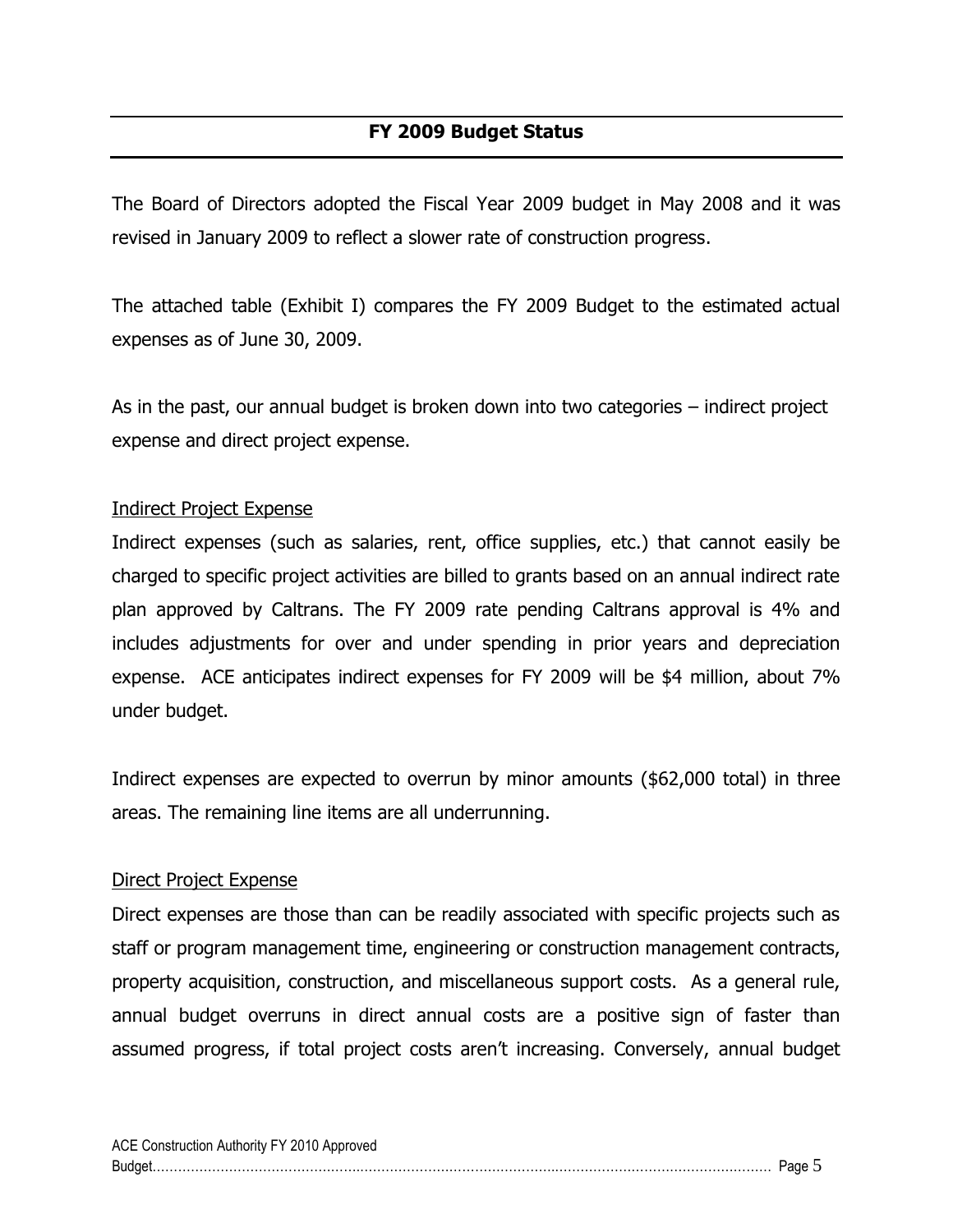## FY 2009 Budget Status

The Board of Directors adopted the Fiscal Year 2009 budget in May 2008 and it was revised in January 2009 to reflect a slower rate of construction progress.

The attached table (Exhibit I) compares the FY 2009 Budget to the estimated actual expenses as of June 30, 2009.

As in the past, our annual budget is broken down into two categories – indirect project expense and direct project expense.

Indirect Project Expense

Indirect expenses (such as salaries, rent, office supplies, etc.) that cannot easily be charged to specific project activities are billed to grants based on an annual indirect rate plan approved by Caltrans. The FY 2009 rate pending Caltrans approval is 4% and includes adjustments for over and under spending in prior years and depreciation expense. ACE anticipates indirect expenses for FY 2009 will be $4 million, about 7% under budget.

Indirect expenses are expected to overrun by minor amounts ($62,000 total) in three areas. The remaining line items are all underrunning.

Direct Project Expense

Direct expenses are those than can be readily associated with specific projects such as staff or program management time, engineering or construction management contracts, property acquisition, construction, and miscellaneous support costs. As a general rule, annual budget overruns in direct annual costs are a positive sign of faster than assumed progress, if total project costs aren't increasing. Conversely, annual budget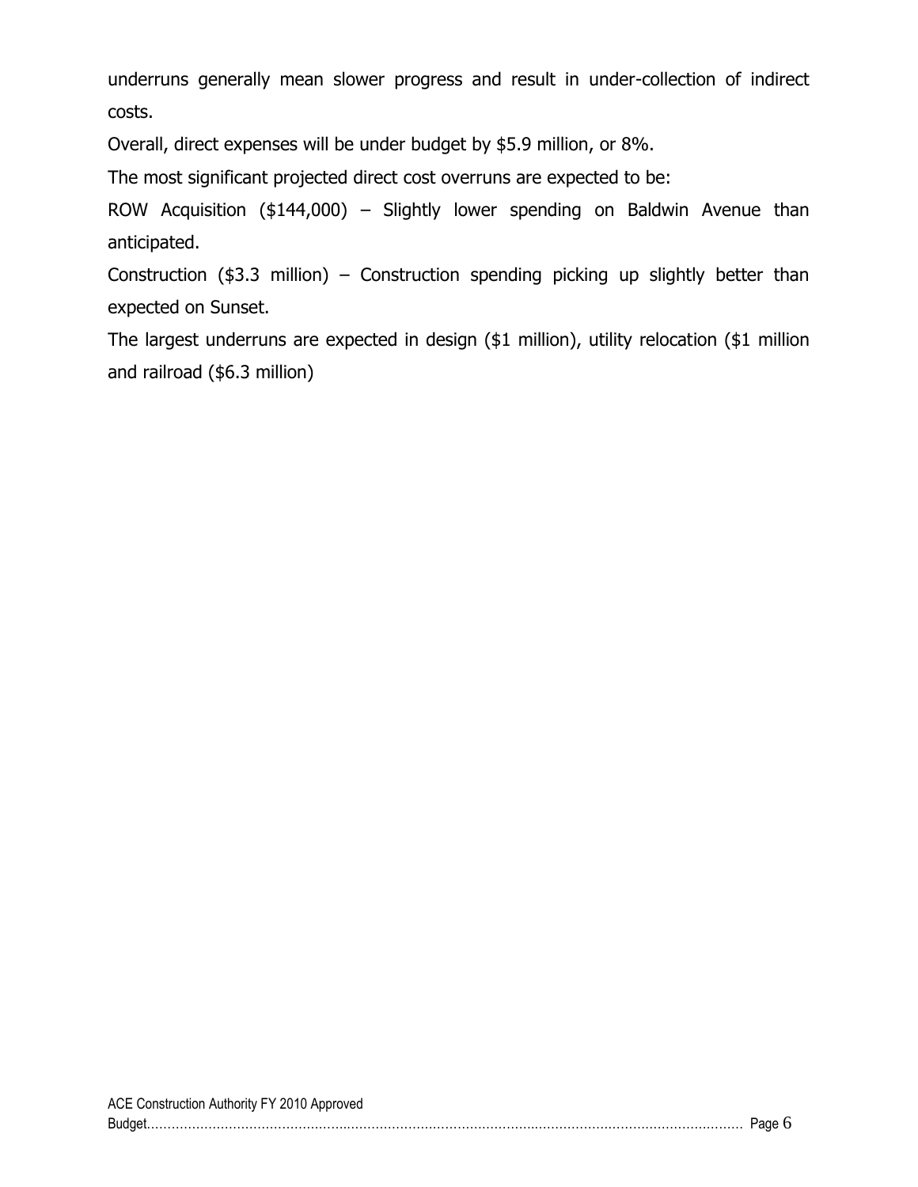underruns generally mean slower progress and result in under-collection of indirect costs.

Overall, direct expenses will be under budget by $5.9 million, or 8%.

The most significant projected direct cost overruns are expected to be:

ROW Acquisition ($144,000) – Slightly lower spending on Baldwin Avenue than anticipated.

Construction ($3.3 million) – Construction spending picking up slightly better than expected on Sunset.

The largest underruns are expected in design ($1 million), utility relocation ($1 million and railroad ($6.3 million)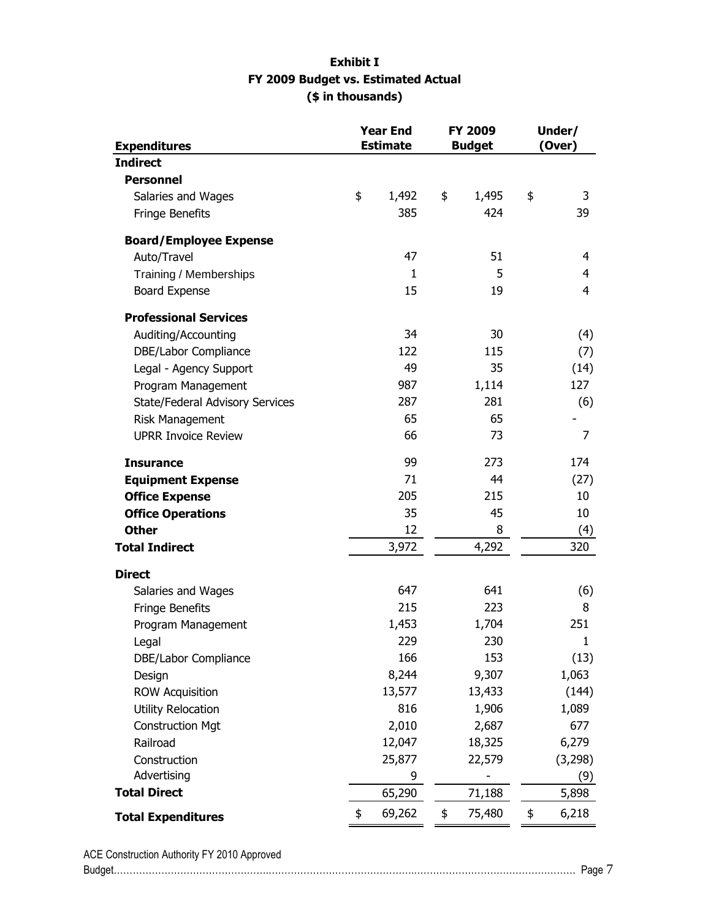**Exhibit I**
**FY 2009 Budget vs. Estimated Actual**
**($ in thousands)**

| **Expenditures** | **Year End Estimate** | **FY 2009 Budget** | **Under/ (Over)** |
|---|---|---|---|
| **Indirect** | | | |
| **Personnel** | | | |
| Salaries and Wages | $ 1,492 | $ 1,495 | $ 3 |
| Fringe Benefits | 385 | 424 | 39 |
| **Board/Employee Expense** | | | |
| Auto/Travel | 47 | 51 | 4 |
| Training / Memberships | 1 | 5 | 4 |
| Board Expense | 15 | 19 | 4 |
| **Professional Services** | | | |
| Auditing/Accounting | 34 | 30 | (4) |
| DBE/Labor Compliance | 122 | 115 | (7) |
| Legal - Agency Support | 49 | 35 | (14) |
| Program Management | 987 | 1,114 | 127 |
| State/Federal Advisory Services | 287 | 281 | (6) |
| Risk Management | 65 | 65 | - |
| UPRR Invoice Review | 66 | 73 | 7 |
| **Insurance** | 99 | 273 | 174 |
| **Equipment Expense** | 71 | 44 | (27) |
| **Office Expense** | 205 | 215 | 10 |
| **Office Operations** | 35 | 45 | 10 |
| **Other** | 12 | 8 | (4) |
| **Total Indirect** | 3,972 | 4,292 | 320 |
| **Direct** | | | |
| Salaries and Wages | 647 | 641 | (6) |
| Fringe Benefits | 215 | 223 | 8 |
| Program Management | 1,453 | 1,704 | 251 |
| Legal | 229 | 230 | 1 |
| DBE/Labor Compliance | 166 | 153 | (13) |
| Design | 8,244 | 9,307 | 1,063 |
| ROW Acquisition | 13,577 | 13,433 | (144) |
| Utility Relocation | 816 | 1,906 | 1,089 |
| Construction Mgt | 2,010 | 2,687 | 677 |
| Railroad | 12,047 | 18,325 | 6,279 |
| Construction | 25,877 | 22,579 | (3,298) |
| Advertising | 9 | - | (9) |
| **Total Direct** | 65,290 | 71,188 | 5,898 |
| **Total Expenditures** | $ 69,262 | $ 75,480 | $ 6,218 |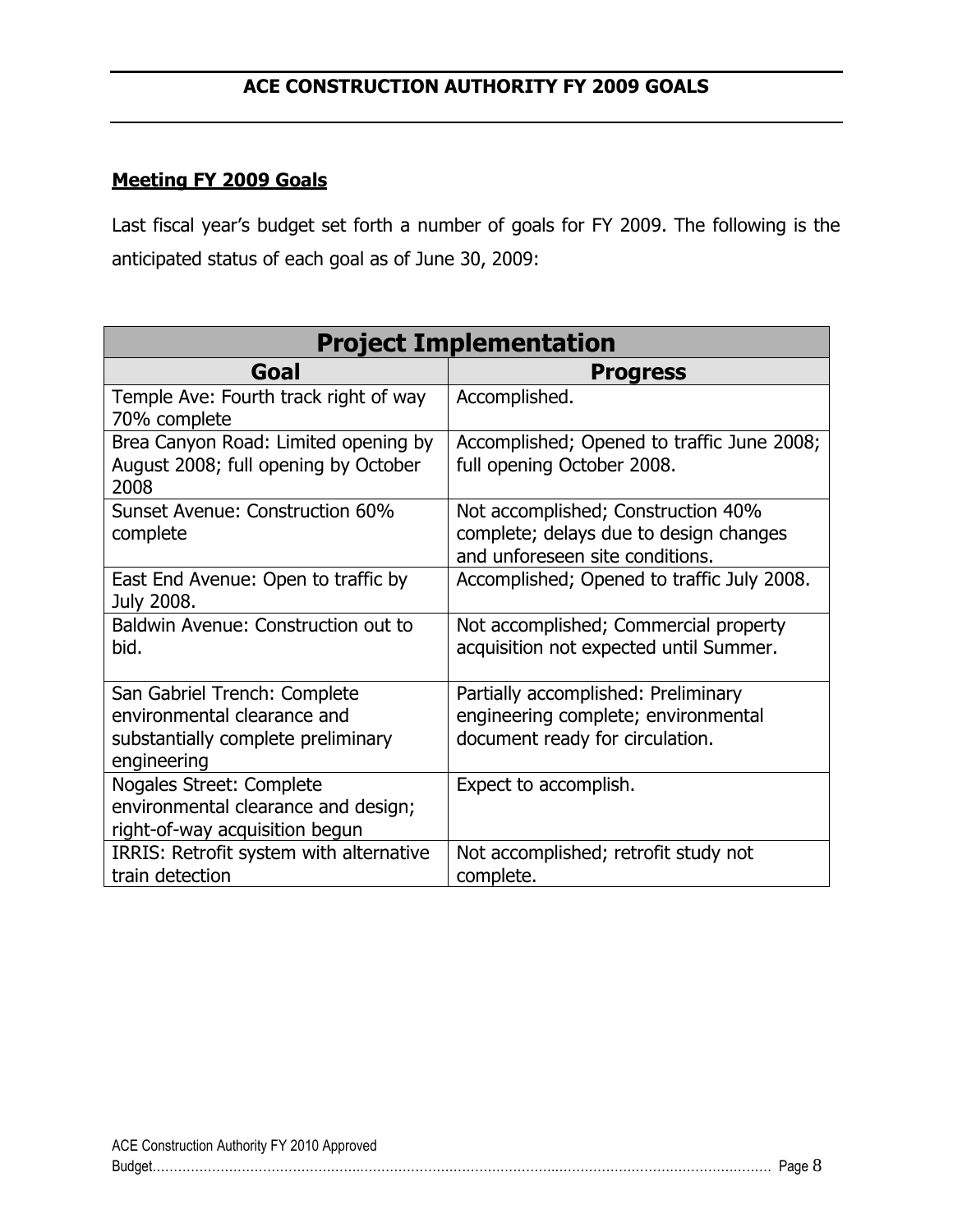## ACE CONSTRUCTION AUTHORITY FY 2009 GOALS

### Meeting FY 2009 Goals

Last fiscal year's budget set forth a number of goals for FY 2009. The following is the anticipated status of each goal as of June 30, 2009:

| Project Implementation | |
|---|---|
| **Goal** | **Progress** |
| Temple Ave: Fourth track right of way 70% complete | Accomplished. |
| Brea Canyon Road: Limited opening by August 2008; full opening by October 2008 | Accomplished; Opened to traffic June 2008; full opening October 2008. |
| Sunset Avenue: Construction 60% complete | Not accomplished; Construction 40% complete; delays due to design changes and unforeseen site conditions. |
| East End Avenue: Open to traffic by July 2008. | Accomplished; Opened to traffic July 2008. |
| Baldwin Avenue: Construction out to bid. | Not accomplished; Commercial property acquisition not expected until Summer. |
| San Gabriel Trench: Complete environmental clearance and substantially complete preliminary engineering | Partially accomplished: Preliminary engineering complete; environmental document ready for circulation. |
| Nogales Street: Complete environmental clearance and design; right-of-way acquisition begun | Expect to accomplish. |
| IRRIS: Retrofit system with alternative train detection | Not accomplished; retrofit study not complete. |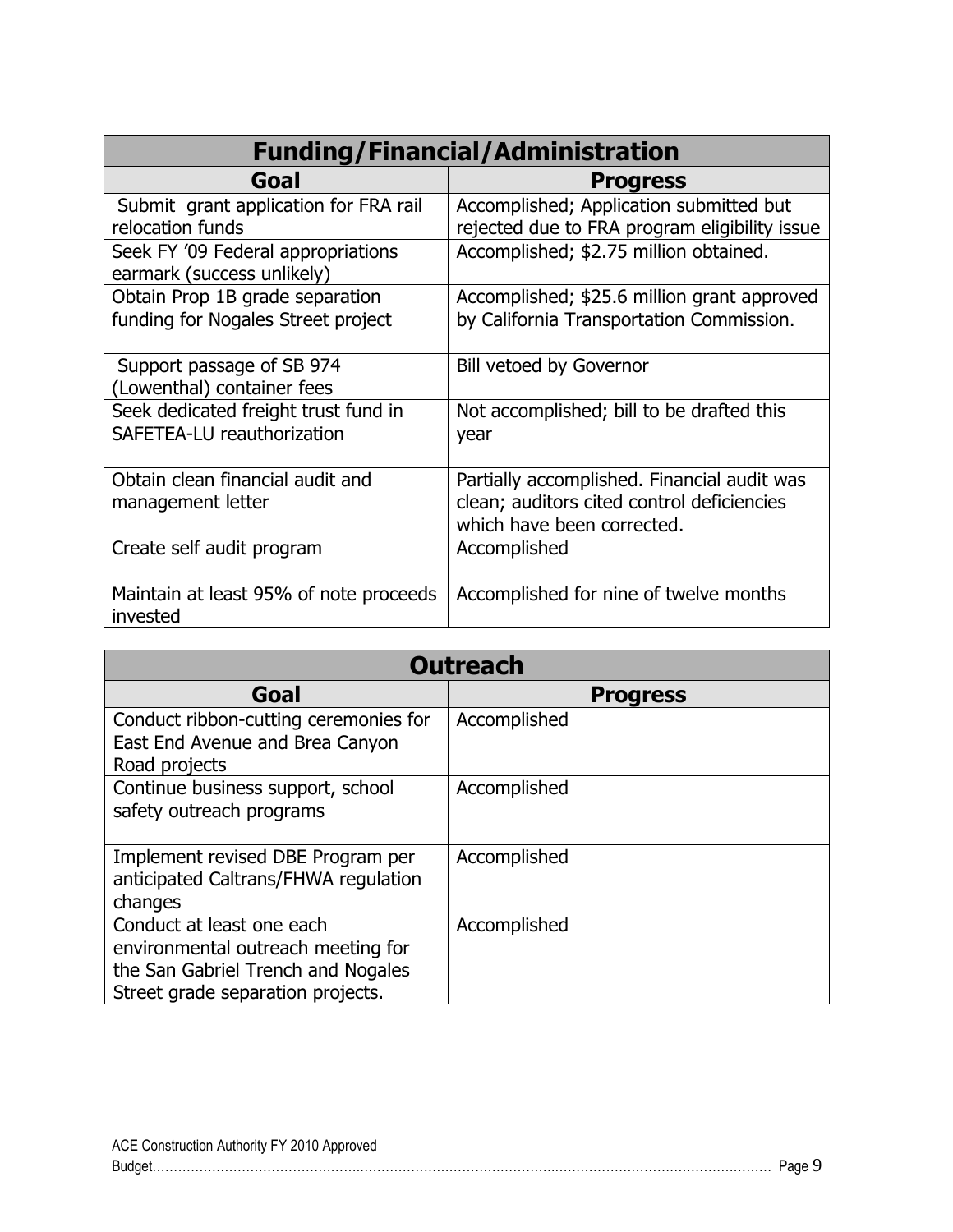| Funding/Financial/Administration | |
|---|---|
| **Goal** | **Progress** |
| Submit grant application for FRA rail relocation funds | Accomplished; Application submitted but rejected due to FRA program eligibility issue |
| Seek FY '09 Federal appropriations earmark (success unlikely) | Accomplished; $2.75 million obtained. |
| Obtain Prop 1B grade separation funding for Nogales Street project | Accomplished; $25.6 million grant approved by California Transportation Commission. |
| Support passage of SB 974 (Lowenthal) container fees | Bill vetoed by Governor |
| Seek dedicated freight trust fund in SAFETEA-LU reauthorization | Not accomplished; bill to be drafted this year |
| Obtain clean financial audit and management letter | Partially accomplished. Financial audit was clean; auditors cited control deficiencies which have been corrected. |
| Create self audit program | Accomplished |
| Maintain at least 95% of note proceeds invested | Accomplished for nine of twelve months |

| Outreach | |
|---|---|
| **Goal** | **Progress** |
| Conduct ribbon-cutting ceremonies for East End Avenue and Brea Canyon Road projects | Accomplished |
| Continue business support, school safety outreach programs | Accomplished |
| Implement revised DBE Program per anticipated Caltrans/FHWA regulation changes | Accomplished |
| Conduct at least one each environmental outreach meeting for the San Gabriel Trench and Nogales Street grade separation projects. | Accomplished |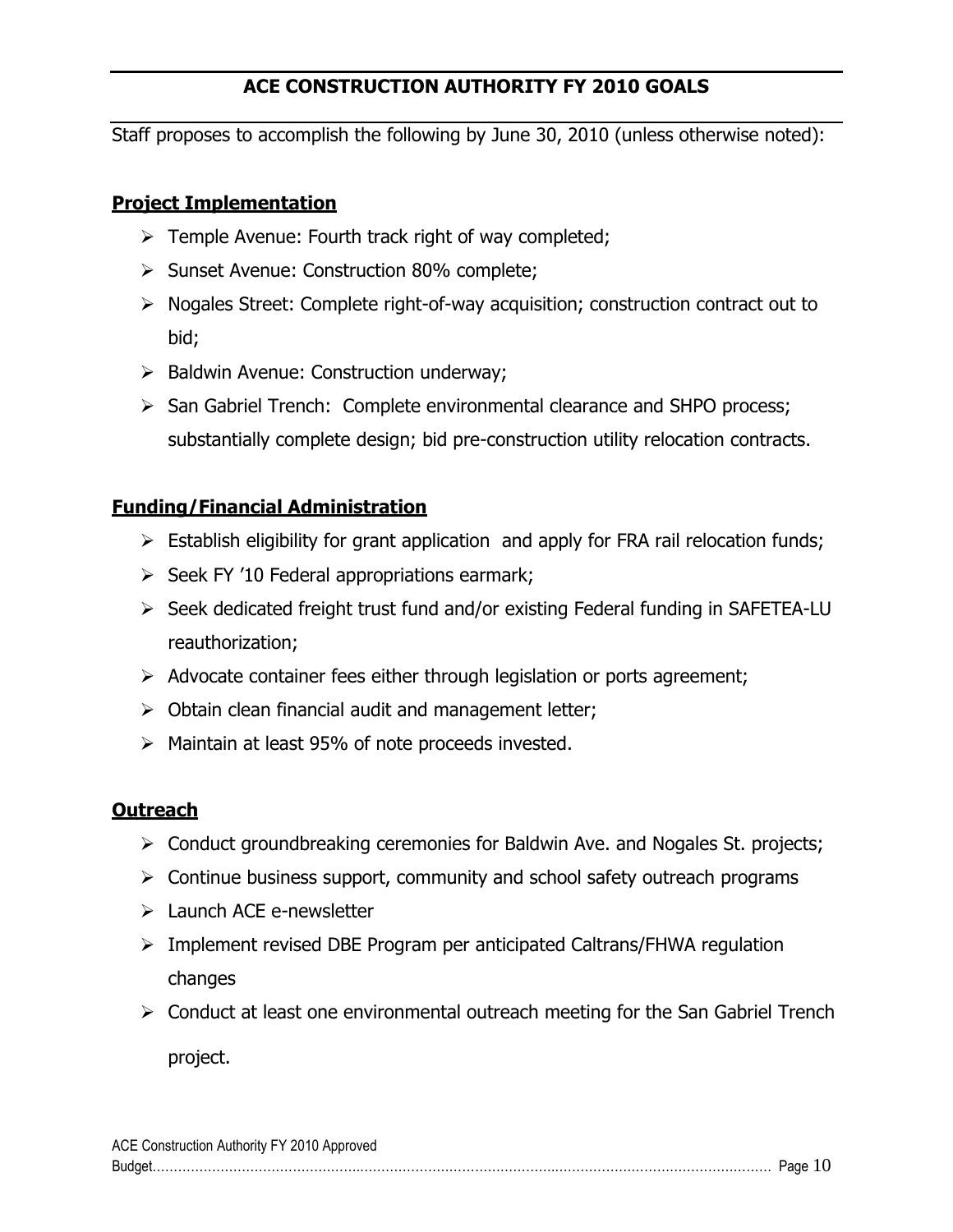# ACE CONSTRUCTION AUTHORITY FY 2010 GOALS

Staff proposes to accomplish the following by June 30, 2010 (unless otherwise noted):

## Project Implementation

- Temple Avenue: Fourth track right of way completed;
- Sunset Avenue: Construction 80% complete;
- Nogales Street: Complete right-of-way acquisition; construction contract out to bid;
- Baldwin Avenue: Construction underway;
- San Gabriel Trench: Complete environmental clearance and SHPO process; substantially complete design; bid pre-construction utility relocation contracts.

## Funding/Financial Administration

- Establish eligibility for grant application and apply for FRA rail relocation funds;
- Seek FY '10 Federal appropriations earmark;
- Seek dedicated freight trust fund and/or existing Federal funding in SAFETEA-LU reauthorization;
- Advocate container fees either through legislation or ports agreement;
- Obtain clean financial audit and management letter;
- Maintain at least 95% of note proceeds invested.

## Outreach

- Conduct groundbreaking ceremonies for Baldwin Ave. and Nogales St. projects;
- Continue business support, community and school safety outreach programs
- Launch ACE e-newsletter
- Implement revised DBE Program per anticipated Caltrans/FHWA regulation changes
- Conduct at least one environmental outreach meeting for the San Gabriel Trench project.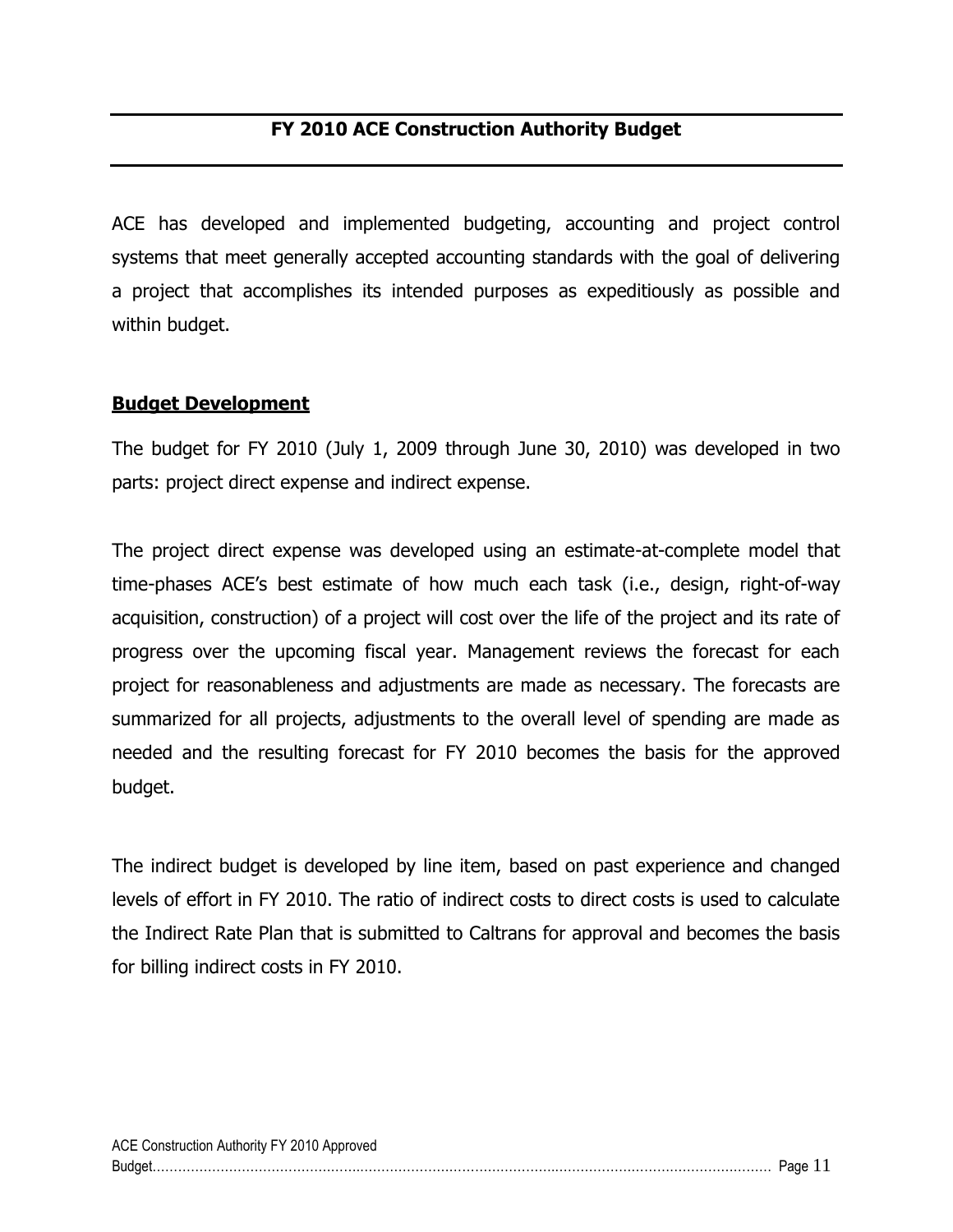## FY 2010 ACE Construction Authority Budget

ACE has developed and implemented budgeting, accounting and project control systems that meet generally accepted accounting standards with the goal of delivering a project that accomplishes its intended purposes as expeditiously as possible and within budget.

### Budget Development

The budget for FY 2010 (July 1, 2009 through June 30, 2010) was developed in two parts: project direct expense and indirect expense.

The project direct expense was developed using an estimate-at-complete model that time-phases ACE's best estimate of how much each task (i.e., design, right-of-way acquisition, construction) of a project will cost over the life of the project and its rate of progress over the upcoming fiscal year. Management reviews the forecast for each project for reasonableness and adjustments are made as necessary. The forecasts are summarized for all projects, adjustments to the overall level of spending are made as needed and the resulting forecast for FY 2010 becomes the basis for the approved budget.

The indirect budget is developed by line item, based on past experience and changed levels of effort in FY 2010. The ratio of indirect costs to direct costs is used to calculate the Indirect Rate Plan that is submitted to Caltrans for approval and becomes the basis for billing indirect costs in FY 2010.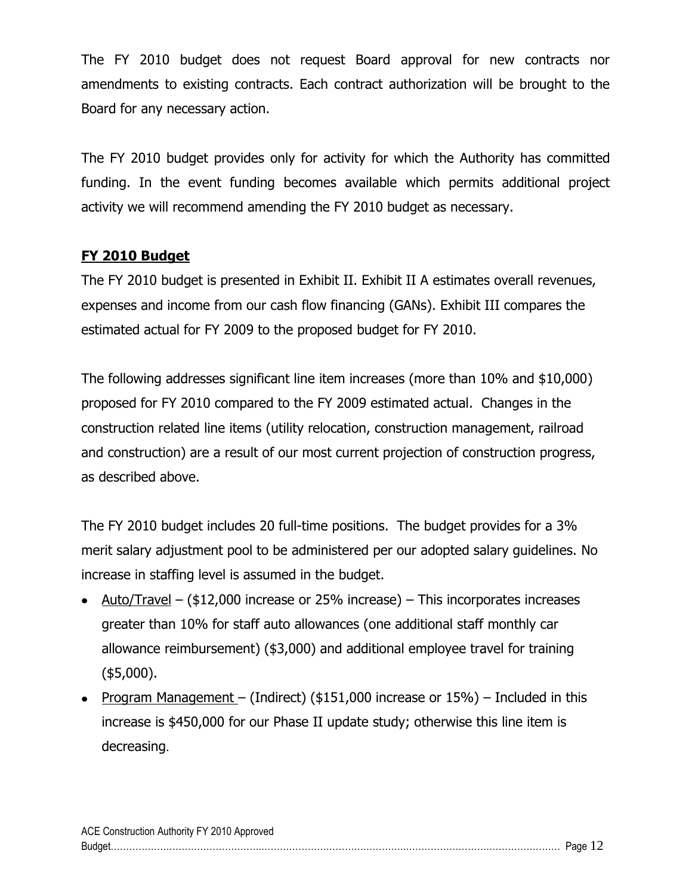The FY 2010 budget does not request Board approval for new contracts nor amendments to existing contracts. Each contract authorization will be brought to the Board for any necessary action.

The FY 2010 budget provides only for activity for which the Authority has committed funding. In the event funding becomes available which permits additional project activity we will recommend amending the FY 2010 budget as necessary.

**FY 2010 Budget**

The FY 2010 budget is presented in Exhibit II. Exhibit II A estimates overall revenues, expenses and income from our cash flow financing (GANs). Exhibit III compares the estimated actual for FY 2009 to the proposed budget for FY 2010.

The following addresses significant line item increases (more than 10% and $10,000) proposed for FY 2010 compared to the FY 2009 estimated actual. Changes in the construction related line items (utility relocation, construction management, railroad and construction) are a result of our most current projection of construction progress, as described above.

The FY 2010 budget includes 20 full-time positions. The budget provides for a 3% merit salary adjustment pool to be administered per our adopted salary guidelines. No increase in staffing level is assumed in the budget.

- Auto/Travel – ($12,000 increase or 25% increase) – This incorporates increases greater than 10% for staff auto allowances (one additional staff monthly car allowance reimbursement) ($3,000) and additional employee travel for training ($5,000).
- Program Management – (Indirect) ($151,000 increase or 15%) – Included in this increase is $450,000 for our Phase II update study; otherwise this line item is decreasing.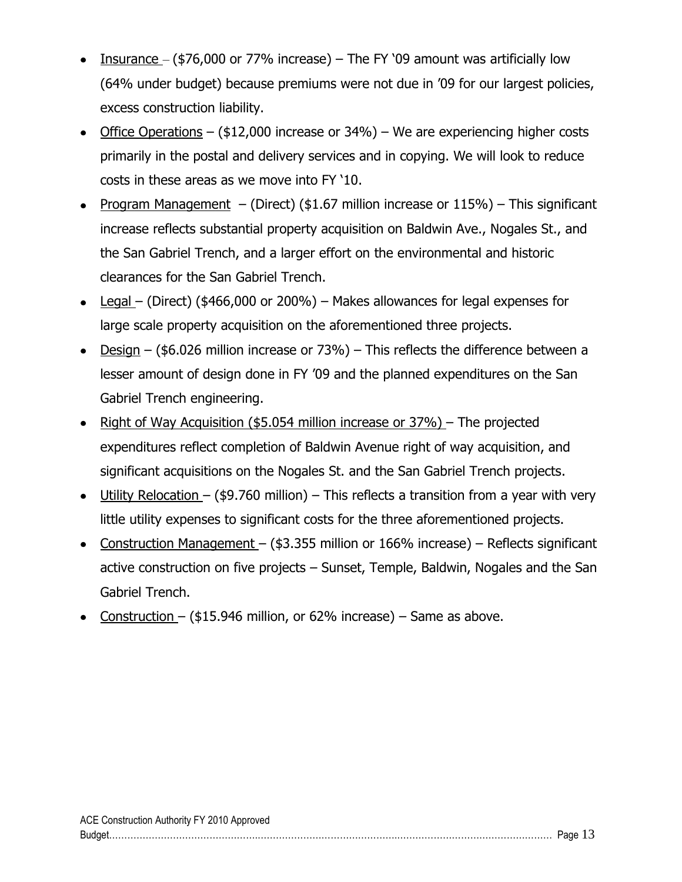- Insurance – ($76,000 or 77% increase) – The FY '09 amount was artificially low (64% under budget) because premiums were not due in '09 for our largest policies, excess construction liability.
- Office Operations – ($12,000 increase or 34%) – We are experiencing higher costs primarily in the postal and delivery services and in copying. We will look to reduce costs in these areas as we move into FY '10.
- Program Management – (Direct) ($1.67 million increase or 115%) – This significant increase reflects substantial property acquisition on Baldwin Ave., Nogales St., and the San Gabriel Trench, and a larger effort on the environmental and historic clearances for the San Gabriel Trench.
- Legal – (Direct) ($466,000 or 200%) – Makes allowances for legal expenses for large scale property acquisition on the aforementioned three projects.
- Design – ($6.026 million increase or 73%) – This reflects the difference between a lesser amount of design done in FY '09 and the planned expenditures on the San Gabriel Trench engineering.
- Right of Way Acquisition ($5.054 million increase or 37%) – The projected expenditures reflect completion of Baldwin Avenue right of way acquisition, and significant acquisitions on the Nogales St. and the San Gabriel Trench projects.
- Utility Relocation – ($9.760 million) – This reflects a transition from a year with very little utility expenses to significant costs for the three aforementioned projects.
- Construction Management – ($3.355 million or 166% increase) – Reflects significant active construction on five projects – Sunset, Temple, Baldwin, Nogales and the San Gabriel Trench.
- Construction – ($15.946 million, or 62% increase) – Same as above.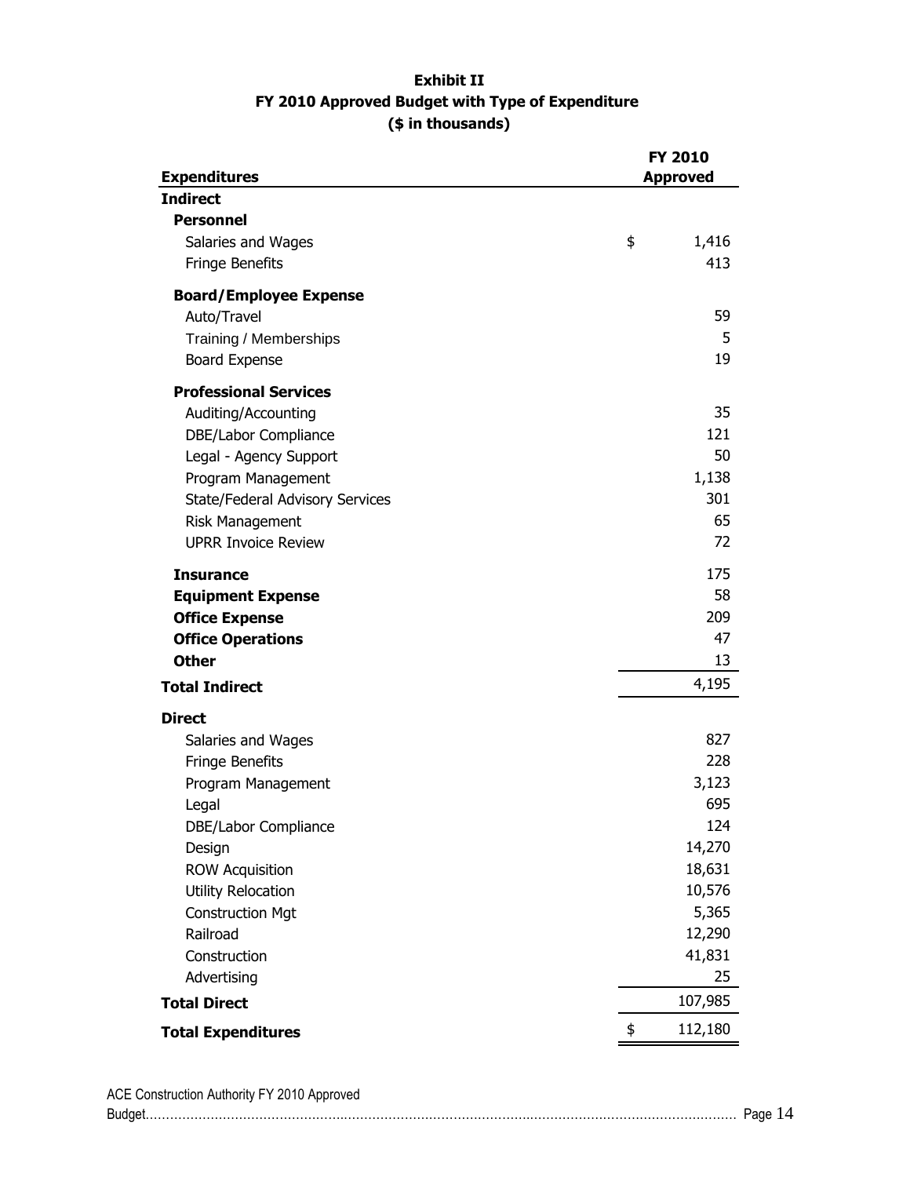**Exhibit II**
**FY 2010 Approved Budget with Type of Expenditure**
**($ in thousands)**

| **Expenditures** | **FY 2010 Approved** |
|---|---|
| **Indirect** | |
| **Personnel** | |
| Salaries and Wages | $ 1,416 |
| Fringe Benefits | 413 |
| **Board/Employee Expense** | |
| Auto/Travel | 59 |
| Training / Memberships | 5 |
| Board Expense | 19 |
| **Professional Services** | |
| Auditing/Accounting | 35 |
| DBE/Labor Compliance | 121 |
| Legal - Agency Support | 50 |
| Program Management | 1,138 |
| State/Federal Advisory Services | 301 |
| Risk Management | 65 |
| UPRR Invoice Review | 72 |
| **Insurance** | 175 |
| **Equipment Expense** | 58 |
| **Office Expense** | 209 |
| **Office Operations** | 47 |
| **Other** | 13 |
| **Total Indirect** | 4,195 |
| **Direct** | |
| Salaries and Wages | 827 |
| Fringe Benefits | 228 |
| Program Management | 3,123 |
| Legal | 695 |
| DBE/Labor Compliance | 124 |
| Design | 14,270 |
| ROW Acquisition | 18,631 |
| Utility Relocation | 10,576 |
| Construction Mgt | 5,365 |
| Railroad | 12,290 |
| Construction | 41,831 |
| Advertising | 25 |
| **Total Direct** | 107,985 |
| **Total Expenditures** | $ 112,180 |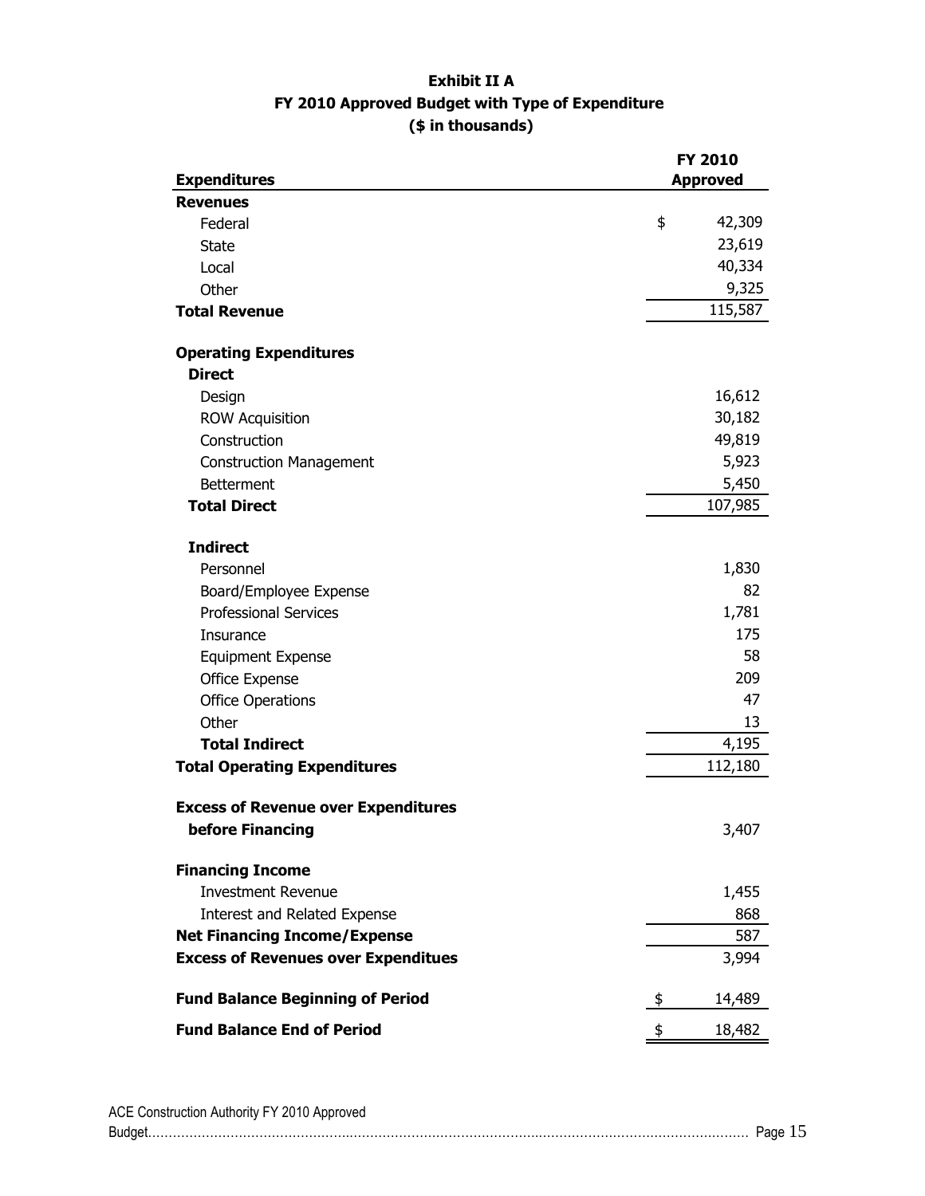**Exhibit II A**
**FY 2010 Approved Budget with Type of Expenditure**
**($ in thousands)**

| **Expenditures** | **FY 2010 Approved** |
|---|---|
| **Revenues** | |
| Federal | $ 42,309 |
| State | 23,619 |
| Local | 40,334 |
| Other | 9,325 |
| **Total Revenue** | 115,587 |
| | |
| **Operating Expenditures** | |
| **Direct** | |
| Design | 16,612 |
| ROW Acquisition | 30,182 |
| Construction | 49,819 |
| Construction Management | 5,923 |
| Betterment | 5,450 |
| **Total Direct** | 107,985 |
| | |
| **Indirect** | |
| Personnel | 1,830 |
| Board/Employee Expense | 82 |
| Professional Services | 1,781 |
| Insurance | 175 |
| Equipment Expense | 58 |
| Office Expense | 209 |
| Office Operations | 47 |
| Other | 13 |
| **Total Indirect** | 4,195 |
| **Total Operating Expenditures** | 112,180 |
| | |
| **Excess of Revenue over Expenditures before Financing** | 3,407 |
| | |
| **Financing Income** | |
| Investment Revenue | 1,455 |
| Interest and Related Expense | 868 |
| **Net Financing Income/Expense** | 587 |
| **Excess of Revenues over Expenditues** | 3,994 |
| | |
| **Fund Balance Beginning of Period** | $ 14,489 |
| **Fund Balance End of Period** | $ 18,482 |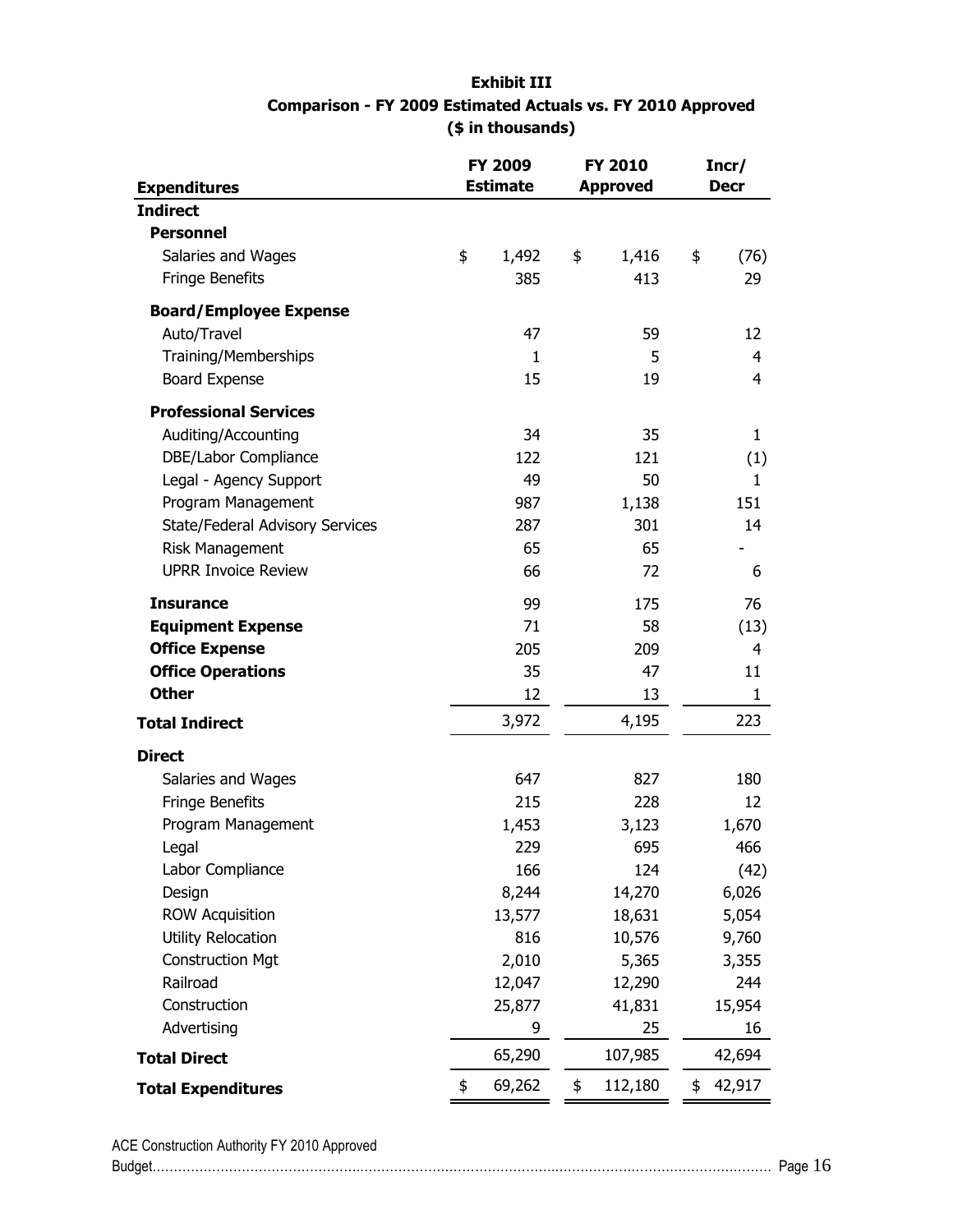**Exhibit III**

**Comparison - FY 2009 Estimated Actuals vs. FY 2010 Approved**

**($ in thousands)**

| Expenditures | FY 2009 Estimate | FY 2010 Approved | Incr/ Decr |
|---|---|---|---|
| **Indirect** | | | |
| **Personnel** | | | |
| Salaries and Wages | $ 1,492 | $ 1,416 | $ (76) |
| Fringe Benefits | 385 | 413 | 29 |
| **Board/Employee Expense** | | | |
| Auto/Travel | 47 | 59 | 12 |
| Training/Memberships | 1 | 5 | 4 |
| Board Expense | 15 | 19 | 4 |
| **Professional Services** | | | |
| Auditing/Accounting | 34 | 35 | 1 |
| DBE/Labor Compliance | 122 | 121 | (1) |
| Legal - Agency Support | 49 | 50 | 1 |
| Program Management | 987 | 1,138 | 151 |
| State/Federal Advisory Services | 287 | 301 | 14 |
| Risk Management | 65 | 65 | - |
| UPRR Invoice Review | 66 | 72 | 6 |
| **Insurance** | 99 | 175 | 76 |
| **Equipment Expense** | 71 | 58 | (13) |
| **Office Expense** | 205 | 209 | 4 |
| **Office Operations** | 35 | 47 | 11 |
| **Other** | 12 | 13 | 1 |
| **Total Indirect** | 3,972 | 4,195 | 223 |
| **Direct** | | | |
| Salaries and Wages | 647 | 827 | 180 |
| Fringe Benefits | 215 | 228 | 12 |
| Program Management | 1,453 | 3,123 | 1,670 |
| Legal | 229 | 695 | 466 |
| Labor Compliance | 166 | 124 | (42) |
| Design | 8,244 | 14,270 | 6,026 |
| ROW Acquisition | 13,577 | 18,631 | 5,054 |
| Utility Relocation | 816 | 10,576 | 9,760 |
| Construction Mgt | 2,010 | 5,365 | 3,355 |
| Railroad | 12,047 | 12,290 | 244 |
| Construction | 25,877 | 41,831 | 15,954 |
| Advertising | 9 | 25 | 16 |
| **Total Direct** | 65,290 | 107,985 | 42,694 |
| **Total Expenditures** | $ 69,262 | $ 112,180 | $ 42,917 |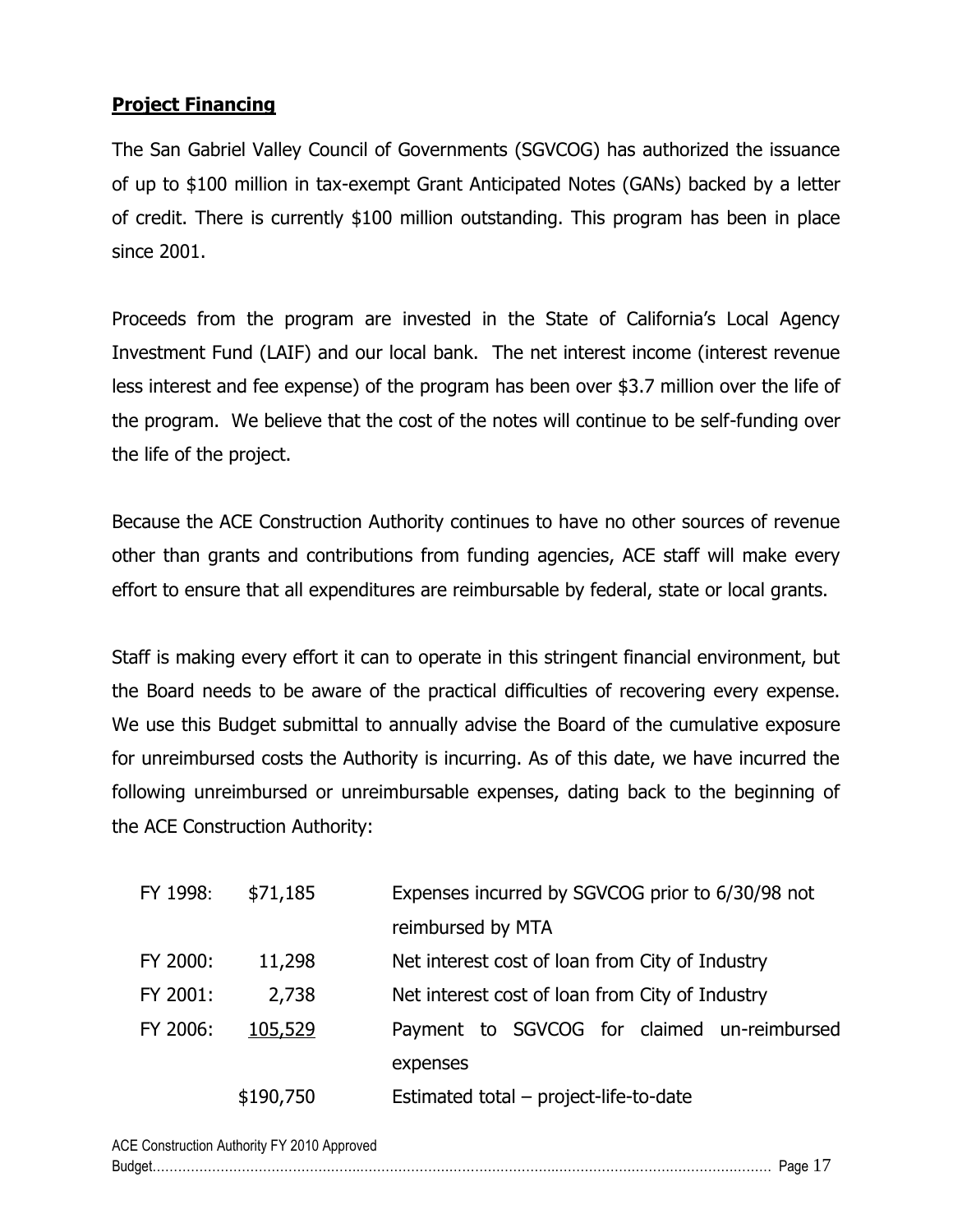## **Project Financing**

The San Gabriel Valley Council of Governments (SGVCOG) has authorized the issuance of up to $100 million in tax-exempt Grant Anticipated Notes (GANs) backed by a letter of credit. There is currently $100 million outstanding. This program has been in place since 2001.

Proceeds from the program are invested in the State of California's Local Agency Investment Fund (LAIF) and our local bank. The net interest income (interest revenue less interest and fee expense) of the program has been over $3.7 million over the life of the program. We believe that the cost of the notes will continue to be self-funding over the life of the project.

Because the ACE Construction Authority continues to have no other sources of revenue other than grants and contributions from funding agencies, ACE staff will make every effort to ensure that all expenditures are reimbursable by federal, state or local grants.

Staff is making every effort it can to operate in this stringent financial environment, but the Board needs to be aware of the practical difficulties of recovering every expense. We use this Budget submittal to annually advise the Board of the cumulative exposure for unreimbursed costs the Authority is incurring. As of this date, we have incurred the following unreimbursed or unreimbursable expenses, dating back to the beginning of the ACE Construction Authority:

| | | |
|---|---|---|
| FY 1998: | $71,185 | Expenses incurred by SGVCOG prior to 6/30/98 not reimbursed by MTA |
| FY 2000: | 11,298 | Net interest cost of loan from City of Industry |
| FY 2001: | 2,738 | Net interest cost of loan from City of Industry |
| FY 2006: | 105,529 | Payment to SGVCOG for claimed un-reimbursed expenses |
| | $190,750 | Estimated total – project-life-to-date |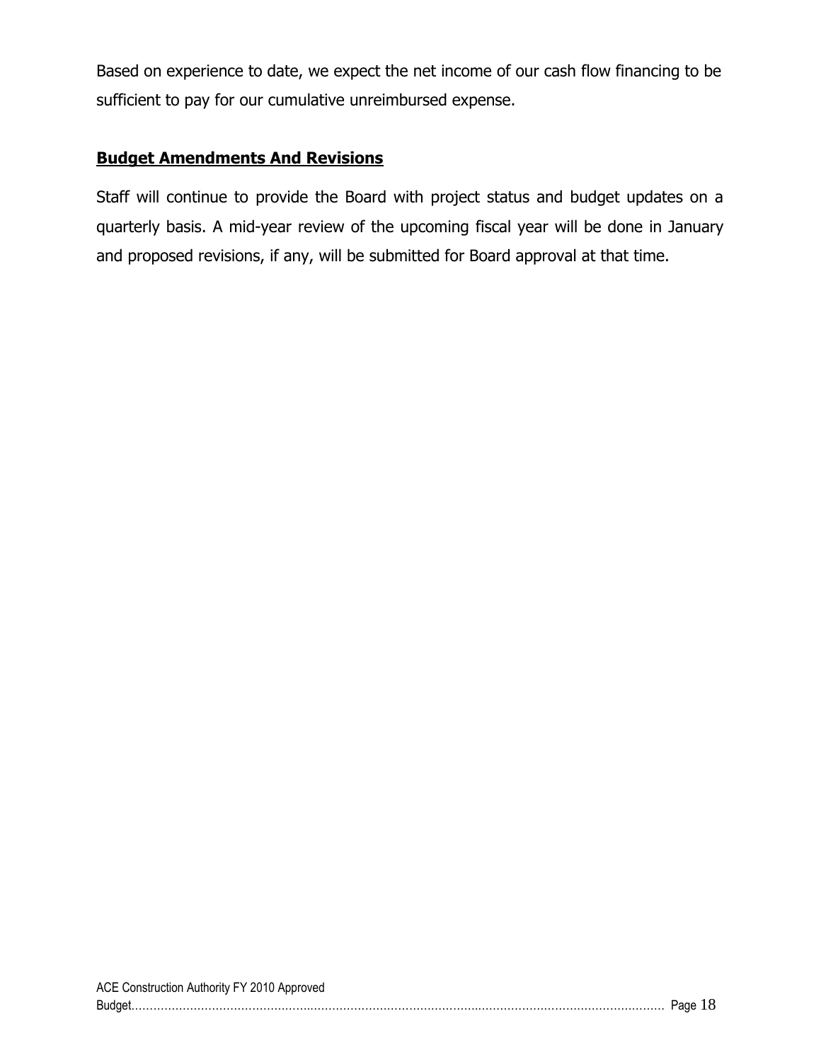Based on experience to date, we expect the net income of our cash flow financing to be sufficient to pay for our cumulative unreimbursed expense.

## Budget Amendments And Revisions

Staff will continue to provide the Board with project status and budget updates on a quarterly basis. A mid-year review of the upcoming fiscal year will be done in January and proposed revisions, if any, will be submitted for Board approval at that time.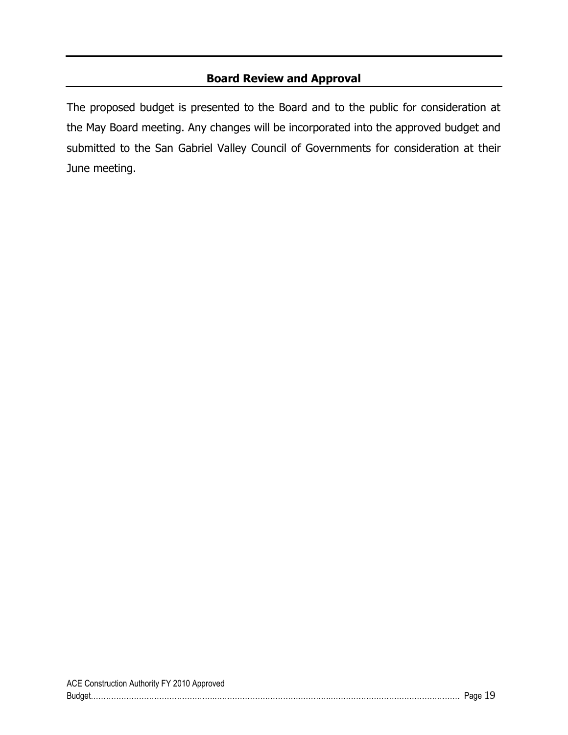## Board Review and Approval

The proposed budget is presented to the Board and to the public for consideration at the May Board meeting. Any changes will be incorporated into the approved budget and submitted to the San Gabriel Valley Council of Governments for consideration at their June meeting.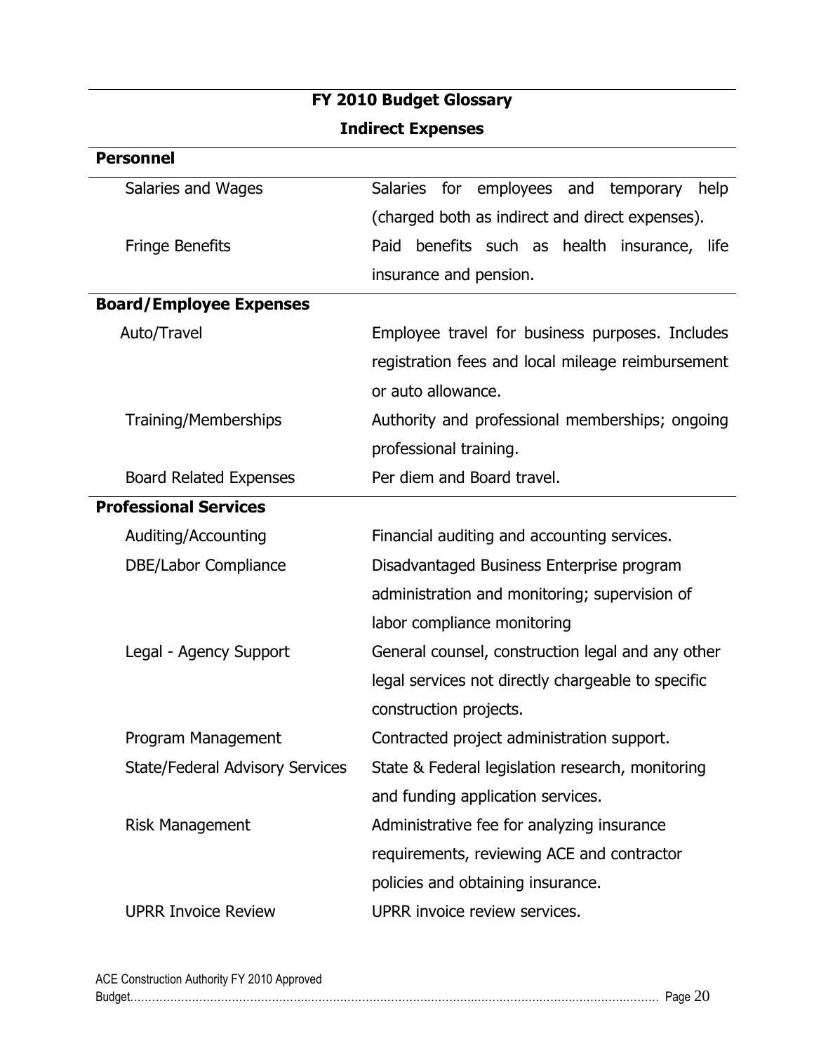## FY 2010 Budget Glossary

### Indirect Expenses

| | |
|---|---|
| **Personnel** | |
| Salaries and Wages | Salaries for employees and temporary help (charged both as indirect and direct expenses). |
| Fringe Benefits | Paid benefits such as health insurance, life insurance and pension. |
| **Board/Employee Expenses** | |
| Auto/Travel | Employee travel for business purposes. Includes registration fees and local mileage reimbursement or auto allowance. |
| Training/Memberships | Authority and professional memberships; ongoing professional training. |
| Board Related Expenses | Per diem and Board travel. |
| **Professional Services** | |
| Auditing/Accounting | Financial auditing and accounting services. |
| DBE/Labor Compliance | Disadvantaged Business Enterprise program administration and monitoring; supervision of labor compliance monitoring |
| Legal - Agency Support | General counsel, construction legal and any other legal services not directly chargeable to specific construction projects. |
| Program Management | Contracted project administration support. |
| State/Federal Advisory Services | State & Federal legislation research, monitoring and funding application services. |
| Risk Management | Administrative fee for analyzing insurance requirements, reviewing ACE and contractor policies and obtaining insurance. |
| UPRR Invoice Review | UPRR invoice review services. |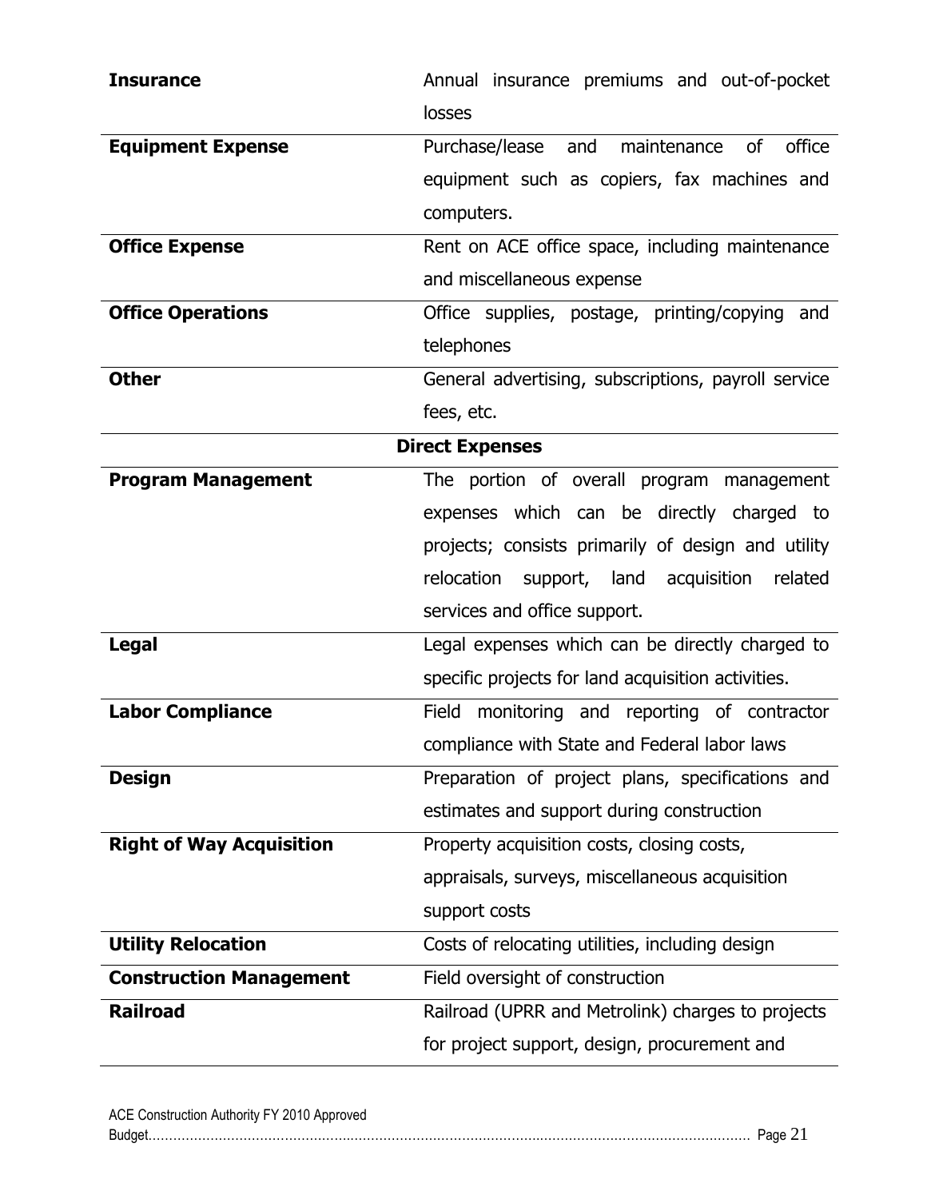| | |
|---|---|
| **Insurance** | Annual insurance premiums and out-of-pocket losses |
| **Equipment Expense** | Purchase/lease and maintenance of office equipment such as copiers, fax machines and computers. |
| **Office Expense** | Rent on ACE office space, including maintenance and miscellaneous expense |
| **Office Operations** | Office supplies, postage, printing/copying and telephones |
| **Other** | General advertising, subscriptions, payroll service fees, etc. |
| **Direct Expenses** | |
| **Program Management** | The portion of overall program management expenses which can be directly charged to projects; consists primarily of design and utility relocation support, land acquisition related services and office support. |
| **Legal** | Legal expenses which can be directly charged to specific projects for land acquisition activities. |
| **Labor Compliance** | Field monitoring and reporting of contractor compliance with State and Federal labor laws |
| **Design** | Preparation of project plans, specifications and estimates and support during construction |
| **Right of Way Acquisition** | Property acquisition costs, closing costs, appraisals, surveys, miscellaneous acquisition support costs |
| **Utility Relocation** | Costs of relocating utilities, including design |
| **Construction Management** | Field oversight of construction |
| **Railroad** | Railroad (UPRR and Metrolink) charges to projects for project support, design, procurement and |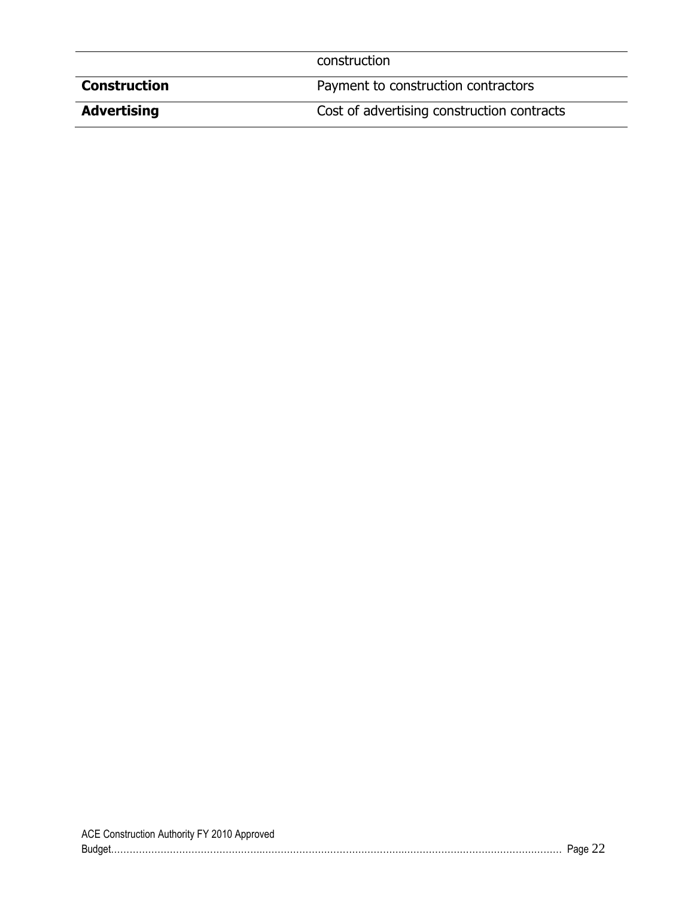| | |
|---|---|
| | construction |
| **Construction** | Payment to construction contractors |
| **Advertising** | Cost of advertising construction contracts |